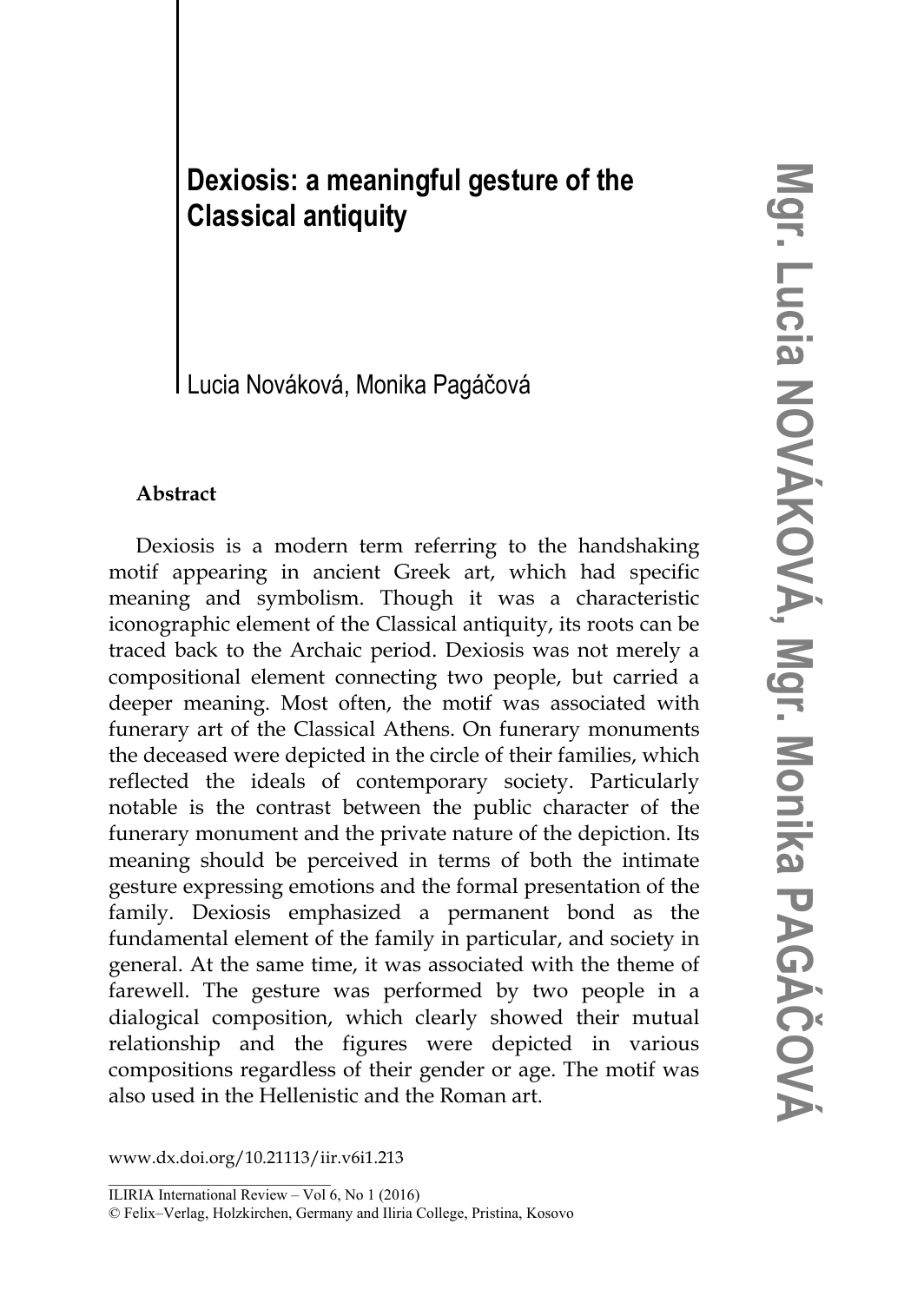# Dexiosis: a meaningful gesture of the Classical antiquity

Lucia Nováková, Monika Pagáčová

**Abstract**

Dexiosis is a modern term referring to the handshaking motif appearing in ancient Greek art, which had specific meaning and symbolism. Though it was a characteristic iconographic element of the Classical antiquity, its roots can be traced back to the Archaic period. Dexiosis was not merely a compositional element connecting two people, but carried a deeper meaning. Most often, the motif was associated with funerary art of the Classical Athens. On funerary monuments the deceased were depicted in the circle of their families, which reflected the ideals of contemporary society. Particularly notable is the contrast between the public character of the funerary monument and the private nature of the depiction. Its meaning should be perceived in terms of both the intimate gesture expressing emotions and the formal presentation of the family. Dexiosis emphasized a permanent bond as the fundamental element of the family in particular, and society in general. At the same time, it was associated with the theme of farewell. The gesture was performed by two people in a dialogical composition, which clearly showed their mutual relationship and the figures were depicted in various compositions regardless of their gender or age. The motif was also used in the Hellenistic and the Roman art.

www.dx.doi.org/10.21113/iir.v6i1.213

ILIRIA International Review – Vol 6, No 1 (2016)

© Felix–Verlag, Holzkirchen, Germany and Iliria College, Pristina, Kosovo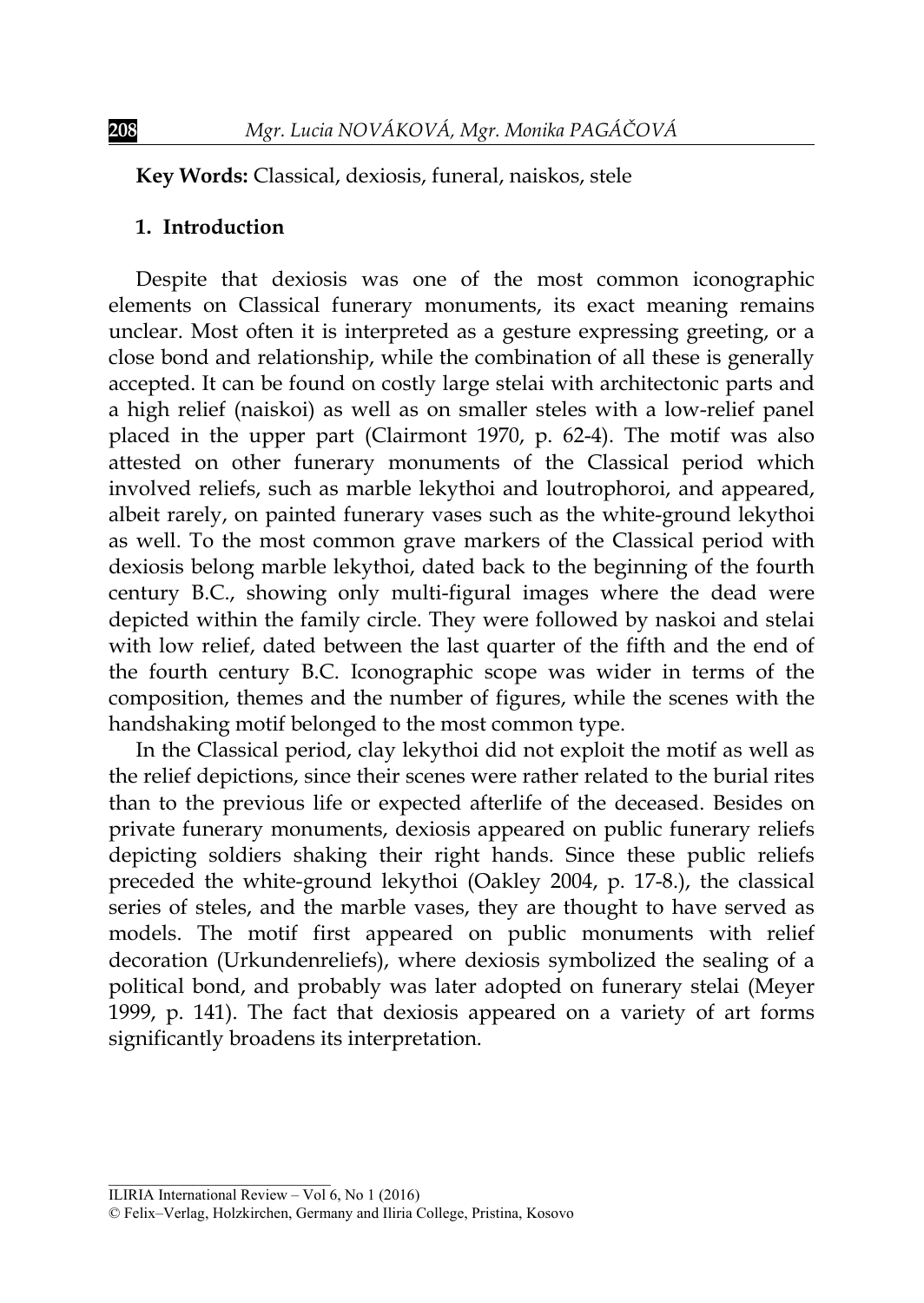**Key Words:** Classical, dexiosis, funeral, naiskos, stele

## 1. Introduction

Despite that dexiosis was one of the most common iconographic elements on Classical funerary monuments, its exact meaning remains unclear. Most often it is interpreted as a gesture expressing greeting, or a close bond and relationship, while the combination of all these is generally accepted. It can be found on costly large stelai with architectonic parts and a high relief (naiskoi) as well as on smaller steles with a low-relief panel placed in the upper part (Clairmont 1970, p. 62-4). The motif was also attested on other funerary monuments of the Classical period which involved reliefs, such as marble lekythoi and loutrophoroi, and appeared, albeit rarely, on painted funerary vases such as the white-ground lekythoi as well. To the most common grave markers of the Classical period with dexiosis belong marble lekythoi, dated back to the beginning of the fourth century B.C., showing only multi-figural images where the dead were depicted within the family circle. They were followed by naskoi and stelai with low relief, dated between the last quarter of the fifth and the end of the fourth century B.C. Iconographic scope was wider in terms of the composition, themes and the number of figures, while the scenes with the handshaking motif belonged to the most common type.

In the Classical period, clay lekythoi did not exploit the motif as well as the relief depictions, since their scenes were rather related to the burial rites than to the previous life or expected afterlife of the deceased. Besides on private funerary monuments, dexiosis appeared on public funerary reliefs depicting soldiers shaking their right hands. Since these public reliefs preceded the white-ground lekythoi (Oakley 2004, p. 17-8.), the classical series of steles, and the marble vases, they are thought to have served as models. The motif first appeared on public monuments with relief decoration (Urkundenreliefs), where dexiosis symbolized the sealing of a political bond, and probably was later adopted on funerary stelai (Meyer 1999, p. 141). The fact that dexiosis appeared on a variety of art forms significantly broadens its interpretation.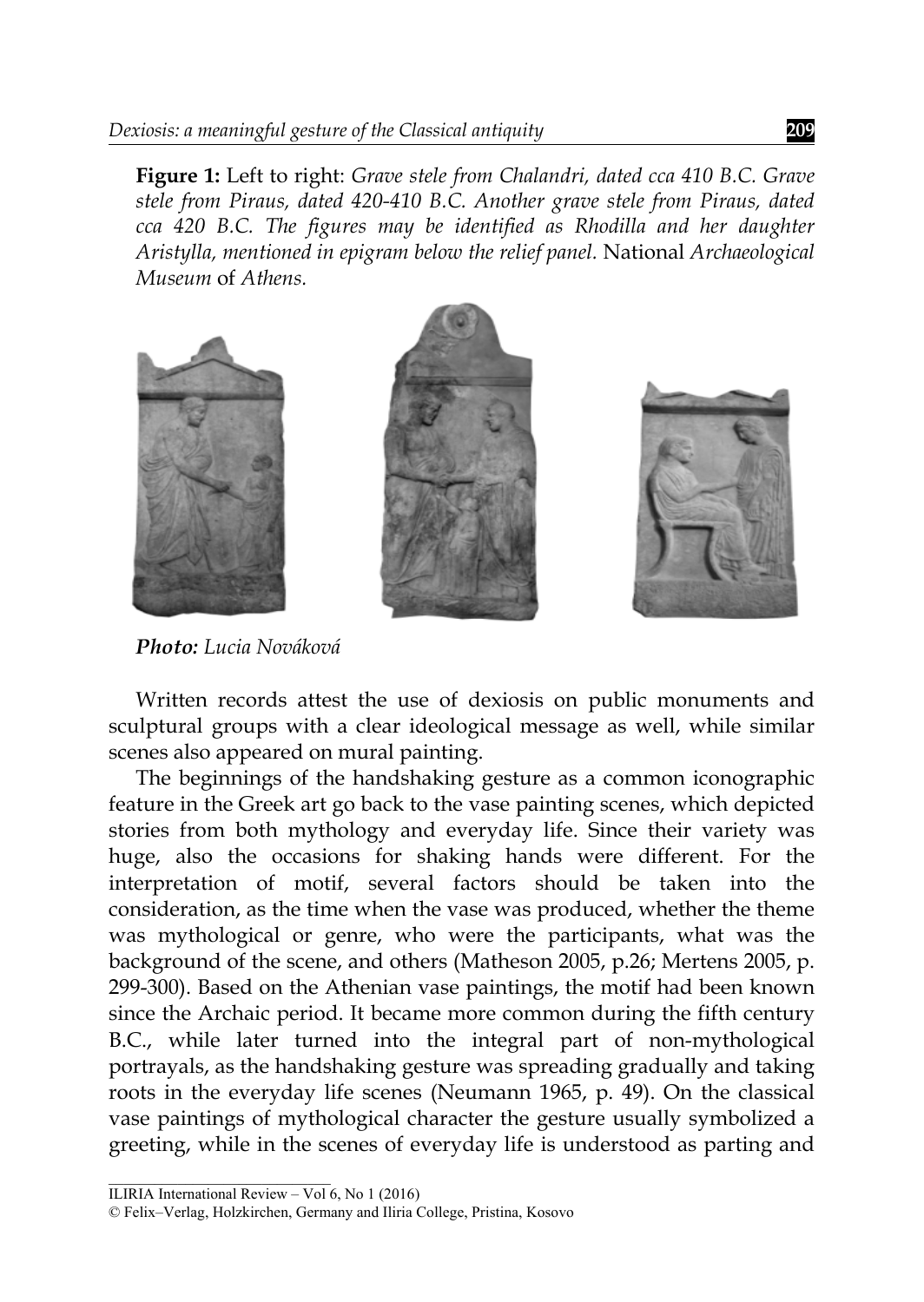**Figure 1:** Left to right: *Grave stele from Chalandri, dated cca 410 B.C. Grave stele from Piraus, dated 420-410 B.C. Another grave stele from Piraus, dated cca 420 B.C. The figures may be identified as Rhodilla and her daughter Aristylla, mentioned in epigram below the relief panel.* National *Archaeological Museum* of *Athens.*

***Photo:** Lucia Nováková*

Written records attest the use of dexiosis on public monuments and sculptural groups with a clear ideological message as well, while similar scenes also appeared on mural painting.

The beginnings of the handshaking gesture as a common iconographic feature in the Greek art go back to the vase painting scenes, which depicted stories from both mythology and everyday life. Since their variety was huge, also the occasions for shaking hands were different. For the interpretation of motif, several factors should be taken into the consideration, as the time when the vase was produced, whether the theme was mythological or genre, who were the participants, what was the background of the scene, and others (Matheson 2005, p.26; Mertens 2005, p. 299-300). Based on the Athenian vase paintings, the motif had been known since the Archaic period. It became more common during the fifth century B.C., while later turned into the integral part of non-mythological portrayals, as the handshaking gesture was spreading gradually and taking roots in the everyday life scenes (Neumann 1965, p. 49). On the classical vase paintings of mythological character the gesture usually symbolized a greeting, while in the scenes of everyday life is understood as parting and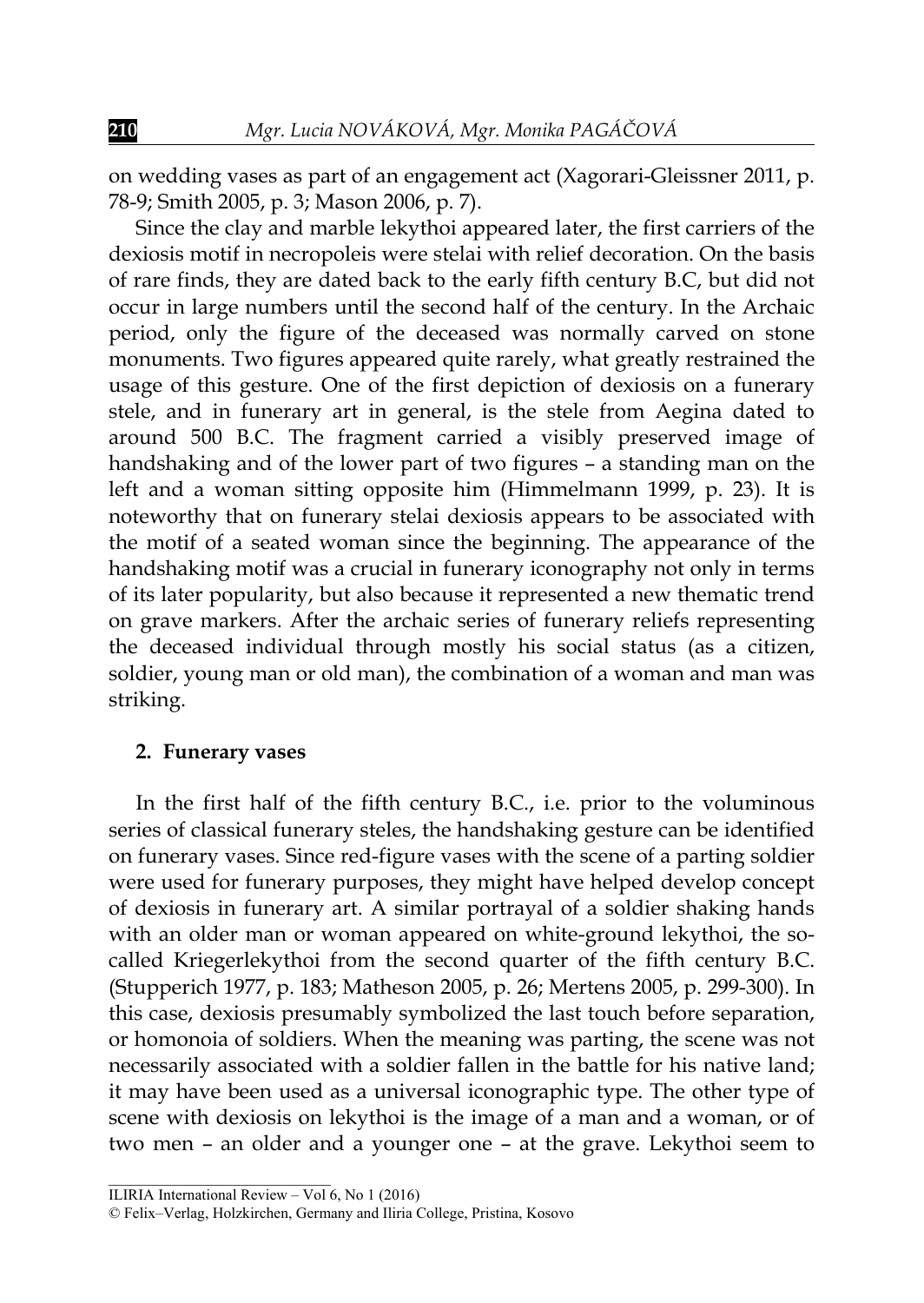on wedding vases as part of an engagement act (Xagorari-Gleissner 2011, p. 78-9; Smith 2005, p. 3; Mason 2006, p. 7).

Since the clay and marble lekythoi appeared later, the first carriers of the dexiosis motif in necropoleis were stelai with relief decoration. On the basis of rare finds, they are dated back to the early fifth century B.C, but did not occur in large numbers until the second half of the century. In the Archaic period, only the figure of the deceased was normally carved on stone monuments. Two figures appeared quite rarely, what greatly restrained the usage of this gesture. One of the first depiction of dexiosis on a funerary stele, and in funerary art in general, is the stele from Aegina dated to around 500 B.C. The fragment carried a visibly preserved image of handshaking and of the lower part of two figures – a standing man on the left and a woman sitting opposite him (Himmelmann 1999, p. 23). It is noteworthy that on funerary stelai dexiosis appears to be associated with the motif of a seated woman since the beginning. The appearance of the handshaking motif was a crucial in funerary iconography not only in terms of its later popularity, but also because it represented a new thematic trend on grave markers. After the archaic series of funerary reliefs representing the deceased individual through mostly his social status (as a citizen, soldier, young man or old man), the combination of a woman and man was striking.

## 2. Funerary vases

In the first half of the fifth century B.C., i.e. prior to the voluminous series of classical funerary steles, the handshaking gesture can be identified on funerary vases. Since red-figure vases with the scene of a parting soldier were used for funerary purposes, they might have helped develop concept of dexiosis in funerary art. A similar portrayal of a soldier shaking hands with an older man or woman appeared on white-ground lekythoi, the so-called Kriegerlekythoi from the second quarter of the fifth century B.C. (Stupperich 1977, p. 183; Matheson 2005, p. 26; Mertens 2005, p. 299-300). In this case, dexiosis presumably symbolized the last touch before separation, or homonoia of soldiers. When the meaning was parting, the scene was not necessarily associated with a soldier fallen in the battle for his native land; it may have been used as a universal iconographic type. The other type of scene with dexiosis on lekythoi is the image of a man and a woman, or of two men – an older and a younger one – at the grave. Lekythoi seem to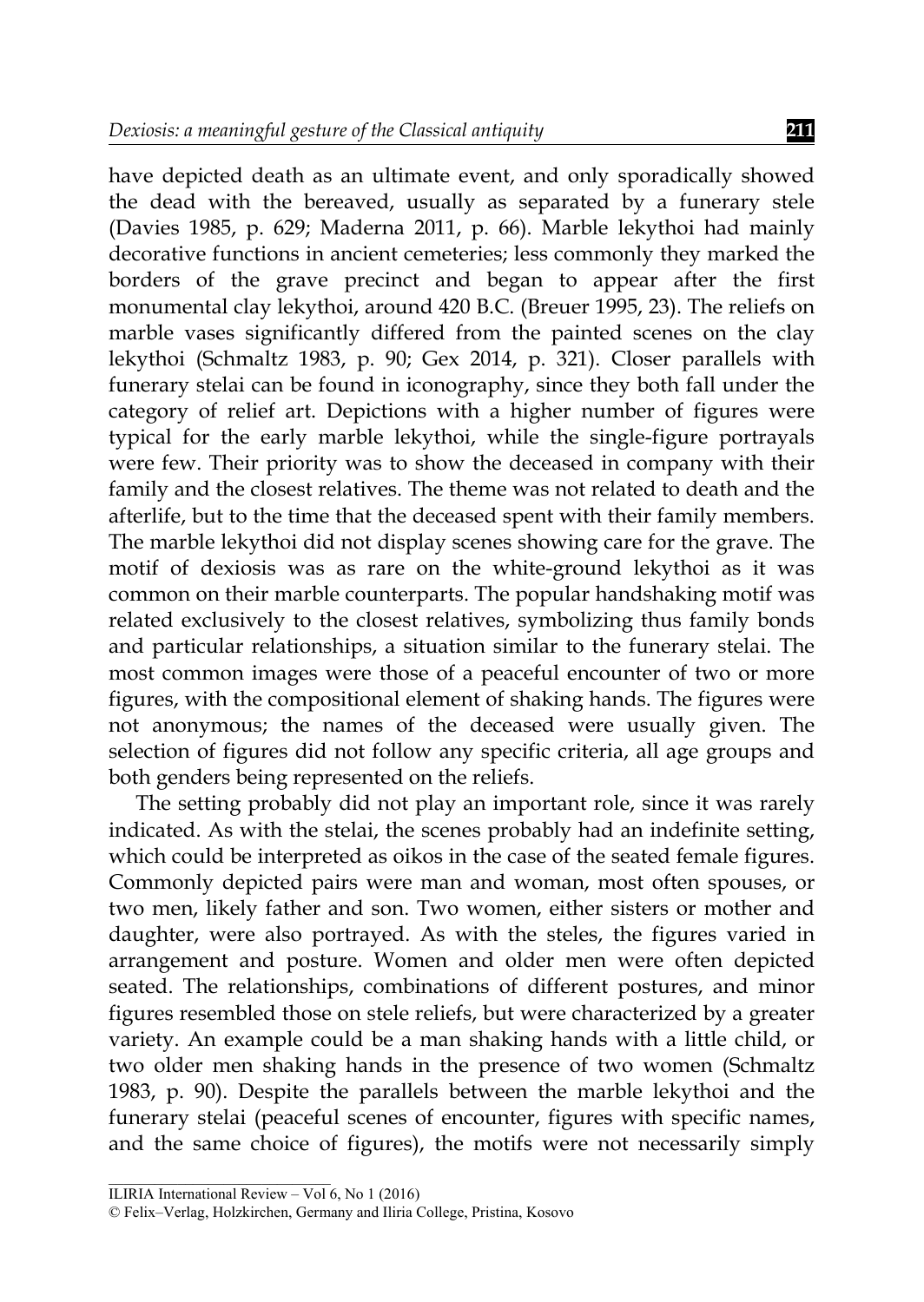have depicted death as an ultimate event, and only sporadically showed the dead with the bereaved, usually as separated by a funerary stele (Davies 1985, p. 629; Maderna 2011, p. 66). Marble lekythoi had mainly decorative functions in ancient cemeteries; less commonly they marked the borders of the grave precinct and began to appear after the first monumental clay lekythoi, around 420 B.C. (Breuer 1995, 23). The reliefs on marble vases significantly differed from the painted scenes on the clay lekythoi (Schmaltz 1983, p. 90; Gex 2014, p. 321). Closer parallels with funerary stelai can be found in iconography, since they both fall under the category of relief art. Depictions with a higher number of figures were typical for the early marble lekythoi, while the single-figure portrayals were few. Their priority was to show the deceased in company with their family and the closest relatives. The theme was not related to death and the afterlife, but to the time that the deceased spent with their family members. The marble lekythoi did not display scenes showing care for the grave. The motif of dexiosis was as rare on the white-ground lekythoi as it was common on their marble counterparts. The popular handshaking motif was related exclusively to the closest relatives, symbolizing thus family bonds and particular relationships, a situation similar to the funerary stelai. The most common images were those of a peaceful encounter of two or more figures, with the compositional element of shaking hands. The figures were not anonymous; the names of the deceased were usually given. The selection of figures did not follow any specific criteria, all age groups and both genders being represented on the reliefs.

The setting probably did not play an important role, since it was rarely indicated. As with the stelai, the scenes probably had an indefinite setting, which could be interpreted as oikos in the case of the seated female figures. Commonly depicted pairs were man and woman, most often spouses, or two men, likely father and son. Two women, either sisters or mother and daughter, were also portrayed. As with the steles, the figures varied in arrangement and posture. Women and older men were often depicted seated. The relationships, combinations of different postures, and minor figures resembled those on stele reliefs, but were characterized by a greater variety. An example could be a man shaking hands with a little child, or two older men shaking hands in the presence of two women (Schmaltz 1983, p. 90). Despite the parallels between the marble lekythoi and the funerary stelai (peaceful scenes of encounter, figures with specific names, and the same choice of figures), the motifs were not necessarily simply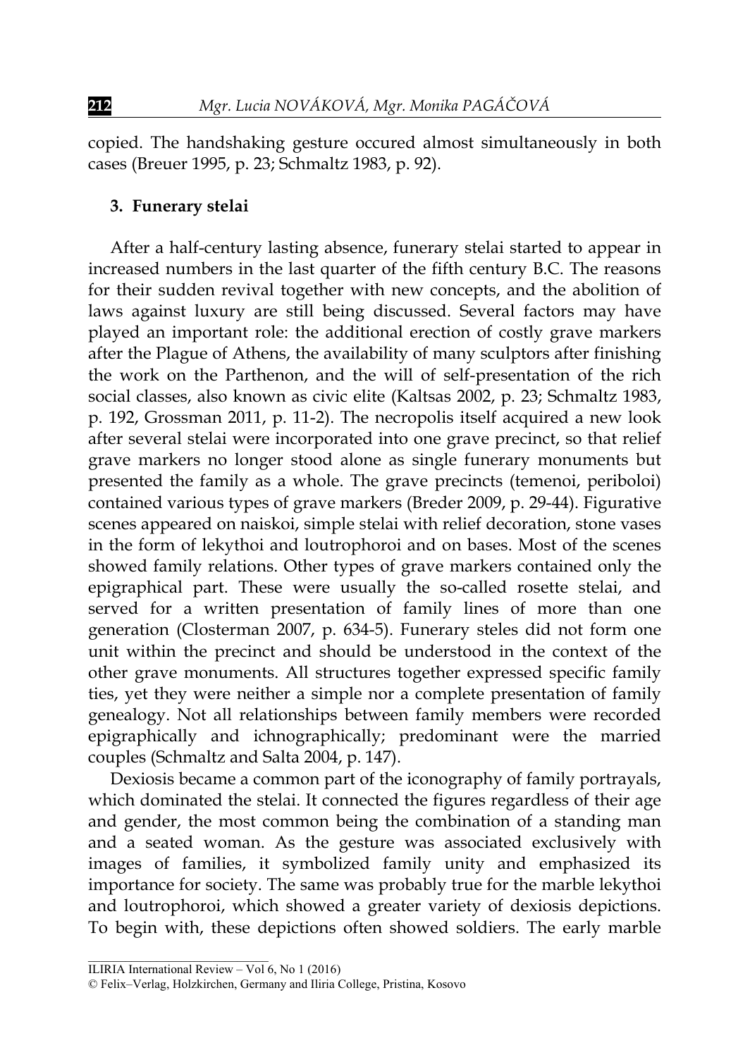copied. The handshaking gesture occured almost simultaneously in both cases (Breuer 1995, p. 23; Schmaltz 1983, p. 92).

### 3. Funerary stelai

After a half-century lasting absence, funerary stelai started to appear in increased numbers in the last quarter of the fifth century B.C. The reasons for their sudden revival together with new concepts, and the abolition of laws against luxury are still being discussed. Several factors may have played an important role: the additional erection of costly grave markers after the Plague of Athens, the availability of many sculptors after finishing the work on the Parthenon, and the will of self-presentation of the rich social classes, also known as civic elite (Kaltsas 2002, p. 23; Schmaltz 1983, p. 192, Grossman 2011, p. 11-2). The necropolis itself acquired a new look after several stelai were incorporated into one grave precinct, so that relief grave markers no longer stood alone as single funerary monuments but presented the family as a whole. The grave precincts (temenoi, periboloi) contained various types of grave markers (Breder 2009, p. 29-44). Figurative scenes appeared on naiskoi, simple stelai with relief decoration, stone vases in the form of lekythoi and loutrophoroi and on bases. Most of the scenes showed family relations. Other types of grave markers contained only the epigraphical part. These were usually the so-called rosette stelai, and served for a written presentation of family lines of more than one generation (Closterman 2007, p. 634-5). Funerary steles did not form one unit within the precinct and should be understood in the context of the other grave monuments. All structures together expressed specific family ties, yet they were neither a simple nor a complete presentation of family genealogy. Not all relationships between family members were recorded epigraphically and ichnographically; predominant were the married couples (Schmaltz and Salta 2004, p. 147).

Dexiosis became a common part of the iconography of family portrayals, which dominated the stelai. It connected the figures regardless of their age and gender, the most common being the combination of a standing man and a seated woman. As the gesture was associated exclusively with images of families, it symbolized family unity and emphasized its importance for society. The same was probably true for the marble lekythoi and loutrophoroi, which showed a greater variety of dexiosis depictions. To begin with, these depictions often showed soldiers. The early marble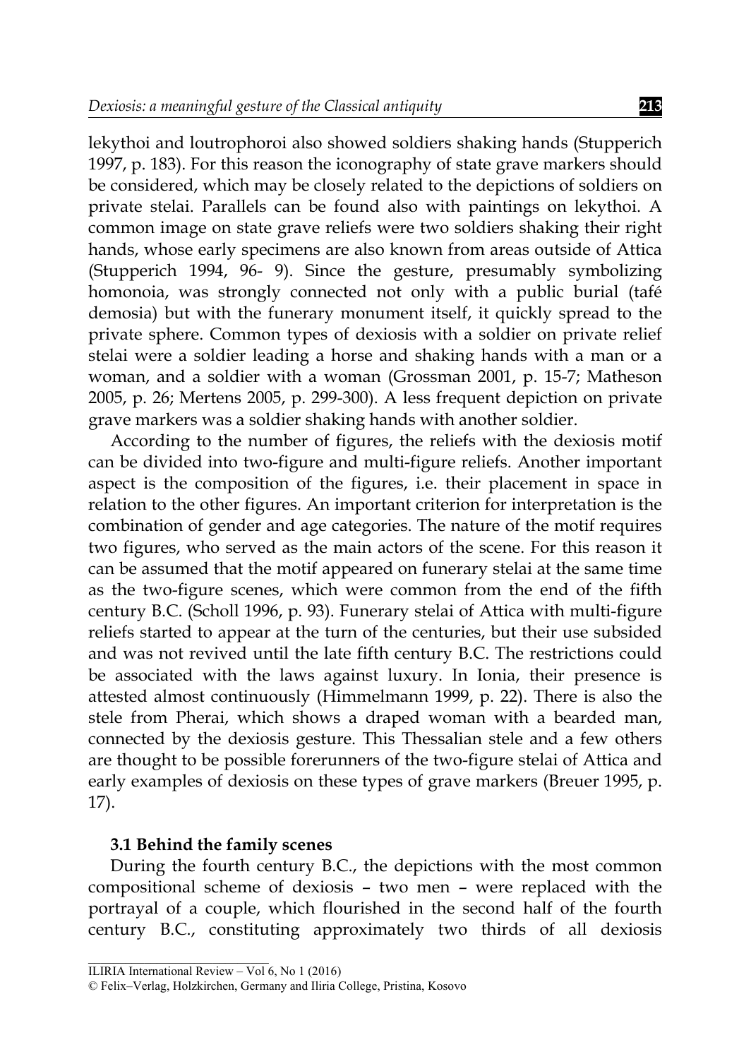lekythoi and loutrophoroi also showed soldiers shaking hands (Stupperich 1997, p. 183). For this reason the iconography of state grave markers should be considered, which may be closely related to the depictions of soldiers on private stelai. Parallels can be found also with paintings on lekythoi. A common image on state grave reliefs were two soldiers shaking their right hands, whose early specimens are also known from areas outside of Attica (Stupperich 1994, 96- 9). Since the gesture, presumably symbolizing homonoia, was strongly connected not only with a public burial (tafé demosia) but with the funerary monument itself, it quickly spread to the private sphere. Common types of dexiosis with a soldier on private relief stelai were a soldier leading a horse and shaking hands with a man or a woman, and a soldier with a woman (Grossman 2001, p. 15-7; Matheson 2005, p. 26; Mertens 2005, p. 299-300). A less frequent depiction on private grave markers was a soldier shaking hands with another soldier.

According to the number of figures, the reliefs with the dexiosis motif can be divided into two-figure and multi-figure reliefs. Another important aspect is the composition of the figures, i.e. their placement in space in relation to the other figures. An important criterion for interpretation is the combination of gender and age categories. The nature of the motif requires two figures, who served as the main actors of the scene. For this reason it can be assumed that the motif appeared on funerary stelai at the same time as the two-figure scenes, which were common from the end of the fifth century B.C. (Scholl 1996, p. 93). Funerary stelai of Attica with multi-figure reliefs started to appear at the turn of the centuries, but their use subsided and was not revived until the late fifth century B.C. The restrictions could be associated with the laws against luxury. In Ionia, their presence is attested almost continuously (Himmelmann 1999, p. 22). There is also the stele from Pherai, which shows a draped woman with a bearded man, connected by the dexiosis gesture. This Thessalian stele and a few others are thought to be possible forerunners of the two-figure stelai of Attica and early examples of dexiosis on these types of grave markers (Breuer 1995, p. 17).

### 3.1 Behind the family scenes

During the fourth century B.C., the depictions with the most common compositional scheme of dexiosis – two men – were replaced with the portrayal of a couple, which flourished in the second half of the fourth century B.C., constituting approximately two thirds of all dexiosis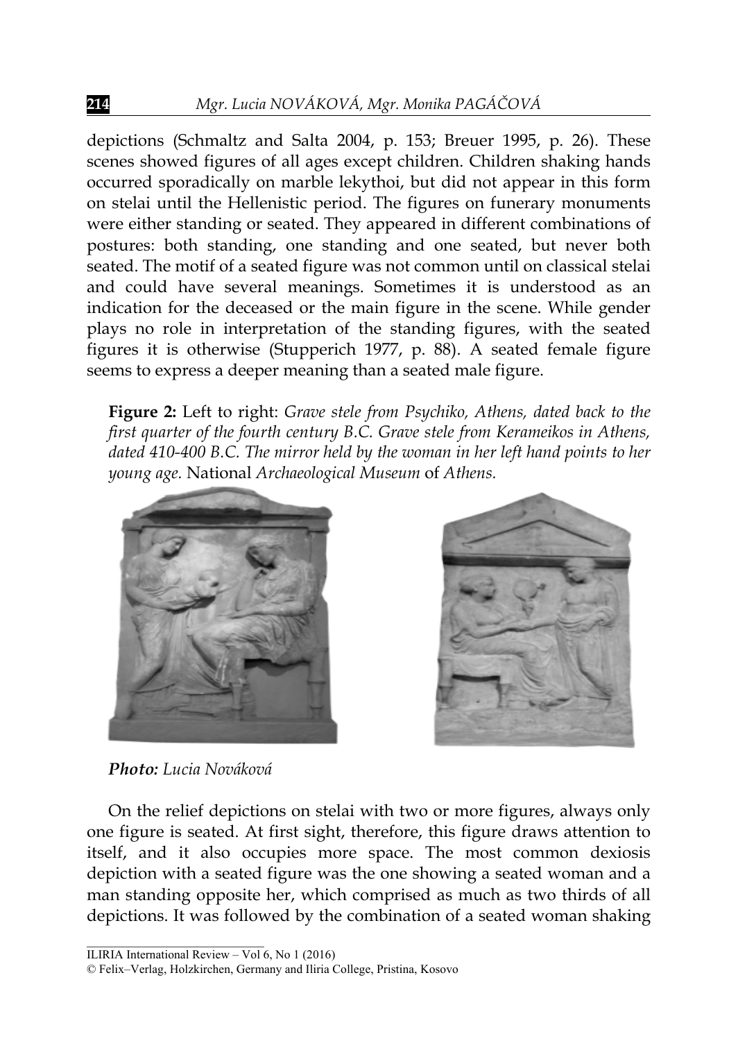depictions (Schmaltz and Salta 2004, p. 153; Breuer 1995, p. 26). These scenes showed figures of all ages except children. Children shaking hands occurred sporadically on marble lekythoi, but did not appear in this form on stelai until the Hellenistic period. The figures on funerary monuments were either standing or seated. They appeared in different combinations of postures: both standing, one standing and one seated, but never both seated. The motif of a seated figure was not common until on classical stelai and could have several meanings. Sometimes it is understood as an indication for the deceased or the main figure in the scene. While gender plays no role in interpretation of the standing figures, with the seated figures it is otherwise (Stupperich 1977, p. 88). A seated female figure seems to express a deeper meaning than a seated male figure.

**Figure 2:** Left to right: *Grave stele from Psychiko, Athens, dated back to the first quarter of the fourth century B.C. Grave stele from Kerameikos in Athens, dated 410-400 B.C. The mirror held by the woman in her left hand points to her young age.* National *Archaeological Museum* of *Athens.*

***Photo:*** *Lucia Nováková*

On the relief depictions on stelai with two or more figures, always only one figure is seated. At first sight, therefore, this figure draws attention to itself, and it also occupies more space. The most common dexiosis depiction with a seated figure was the one showing a seated woman and a man standing opposite her, which comprised as much as two thirds of all depictions. It was followed by the combination of a seated woman shaking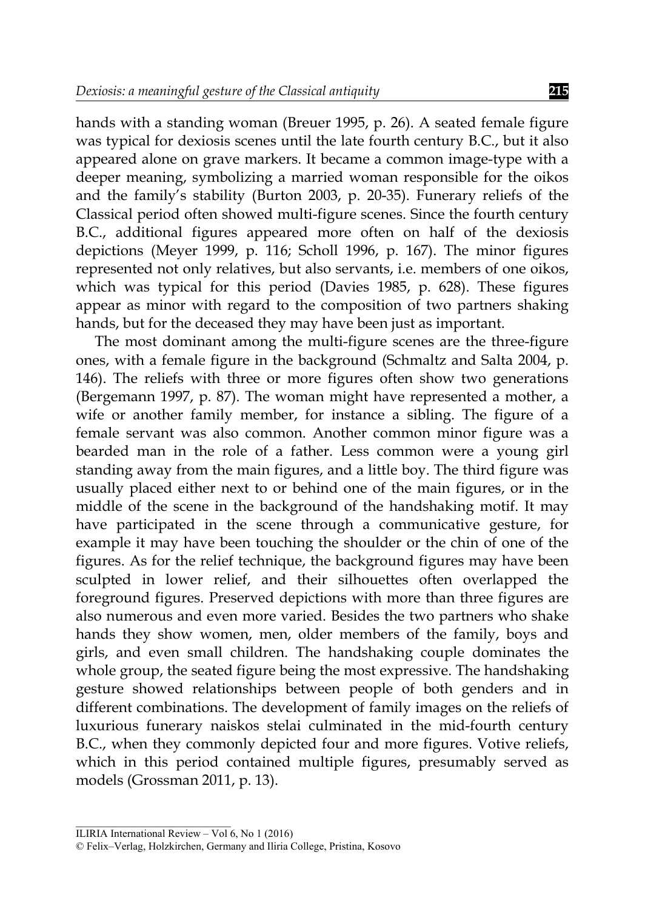hands with a standing woman (Breuer 1995, p. 26). A seated female figure was typical for dexiosis scenes until the late fourth century B.C., but it also appeared alone on grave markers. It became a common image-type with a deeper meaning, symbolizing a married woman responsible for the oikos and the family's stability (Burton 2003, p. 20-35). Funerary reliefs of the Classical period often showed multi-figure scenes. Since the fourth century B.C., additional figures appeared more often on half of the dexiosis depictions (Meyer 1999, p. 116; Scholl 1996, p. 167). The minor figures represented not only relatives, but also servants, i.e. members of one oikos, which was typical for this period (Davies 1985, p. 628). These figures appear as minor with regard to the composition of two partners shaking hands, but for the deceased they may have been just as important.

The most dominant among the multi-figure scenes are the three-figure ones, with a female figure in the background (Schmaltz and Salta 2004, p. 146). The reliefs with three or more figures often show two generations (Bergemann 1997, p. 87). The woman might have represented a mother, a wife or another family member, for instance a sibling. The figure of a female servant was also common. Another common minor figure was a bearded man in the role of a father. Less common were a young girl standing away from the main figures, and a little boy. The third figure was usually placed either next to or behind one of the main figures, or in the middle of the scene in the background of the handshaking motif. It may have participated in the scene through a communicative gesture, for example it may have been touching the shoulder or the chin of one of the figures. As for the relief technique, the background figures may have been sculpted in lower relief, and their silhouettes often overlapped the foreground figures. Preserved depictions with more than three figures are also numerous and even more varied. Besides the two partners who shake hands they show women, men, older members of the family, boys and girls, and even small children. The handshaking couple dominates the whole group, the seated figure being the most expressive. The handshaking gesture showed relationships between people of both genders and in different combinations. The development of family images on the reliefs of luxurious funerary naiskos stelai culminated in the mid-fourth century B.C., when they commonly depicted four and more figures. Votive reliefs, which in this period contained multiple figures, presumably served as models (Grossman 2011, p. 13).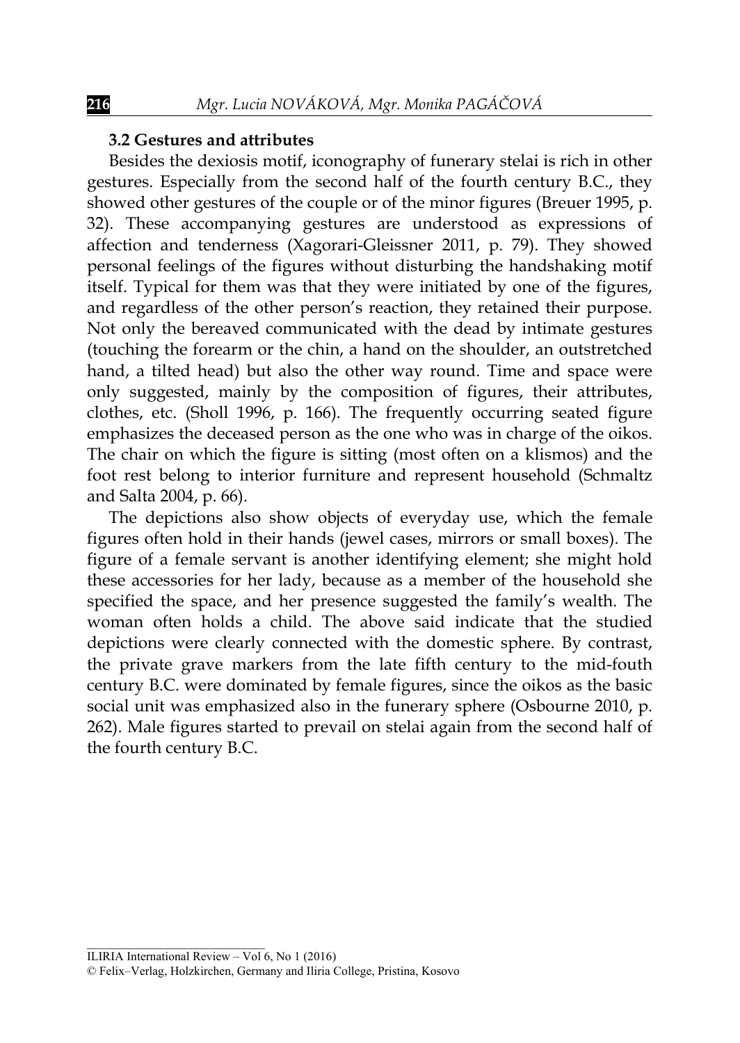### 3.2 Gestures and attributes

Besides the dexiosis motif, iconography of funerary stelai is rich in other gestures. Especially from the second half of the fourth century B.C., they showed other gestures of the couple or of the minor figures (Breuer 1995, p. 32). These accompanying gestures are understood as expressions of affection and tenderness (Xagorari-Gleissner 2011, p. 79). They showed personal feelings of the figures without disturbing the handshaking motif itself. Typical for them was that they were initiated by one of the figures, and regardless of the other person's reaction, they retained their purpose. Not only the bereaved communicated with the dead by intimate gestures (touching the forearm or the chin, a hand on the shoulder, an outstretched hand, a tilted head) but also the other way round. Time and space were only suggested, mainly by the composition of figures, their attributes, clothes, etc. (Sholl 1996, p. 166). The frequently occurring seated figure emphasizes the deceased person as the one who was in charge of the oikos. The chair on which the figure is sitting (most often on a klismos) and the foot rest belong to interior furniture and represent household (Schmaltz and Salta 2004, p. 66).

The depictions also show objects of everyday use, which the female figures often hold in their hands (jewel cases, mirrors or small boxes). The figure of a female servant is another identifying element; she might hold these accessories for her lady, because as a member of the household she specified the space, and her presence suggested the family's wealth. The woman often holds a child. The above said indicate that the studied depictions were clearly connected with the domestic sphere. By contrast, the private grave markers from the late fifth century to the mid-fouth century B.C. were dominated by female figures, since the oikos as the basic social unit was emphasized also in the funerary sphere (Osbourne 2010, p. 262). Male figures started to prevail on stelai again from the second half of the fourth century B.C.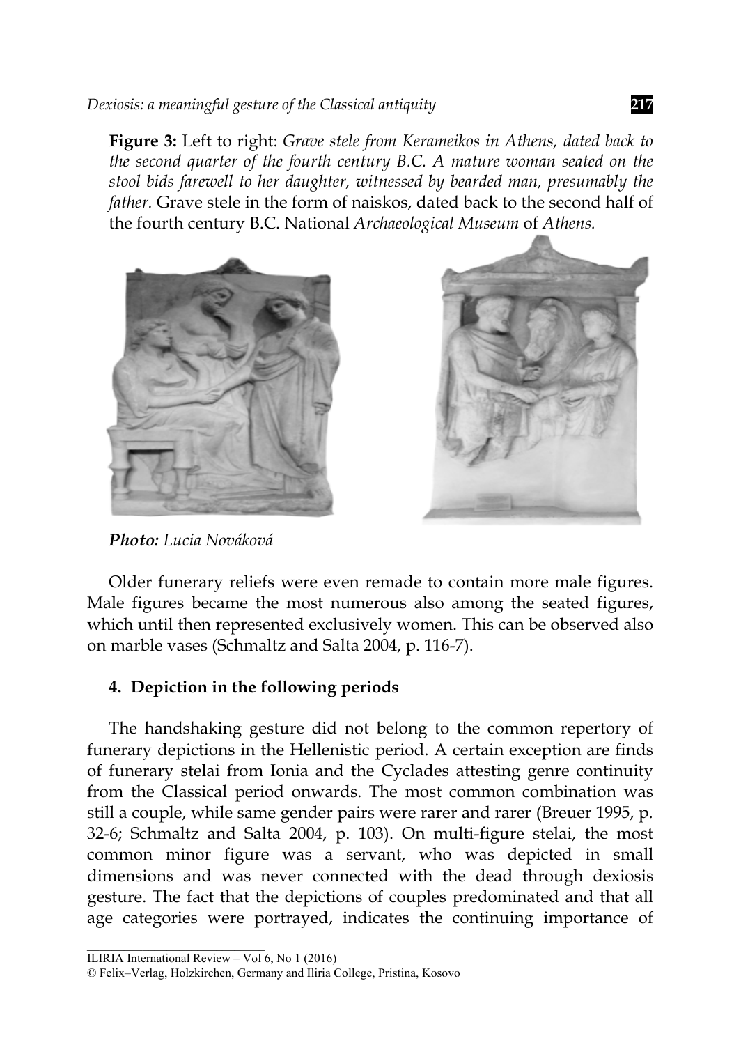**Figure 3:** Left to right: *Grave stele from Kerameikos in Athens, dated back to the second quarter of the fourth century B.C. A mature woman seated on the stool bids farewell to her daughter, witnessed by bearded man, presumably the father.* Grave stele in the form of naiskos, dated back to the second half of the fourth century B.C. National *Archaeological Museum* of *Athens.*

***Photo:*** *Lucia Nováková*

Older funerary reliefs were even remade to contain more male figures. Male figures became the most numerous also among the seated figures, which until then represented exclusively women. This can be observed also on marble vases (Schmaltz and Salta 2004, p. 116-7).

## 4. Depiction in the following periods

The handshaking gesture did not belong to the common repertory of funerary depictions in the Hellenistic period. A certain exception are finds of funerary stelai from Ionia and the Cyclades attesting genre continuity from the Classical period onwards. The most common combination was still a couple, while same gender pairs were rarer and rarer (Breuer 1995, p. 32-6; Schmaltz and Salta 2004, p. 103). On multi-figure stelai, the most common minor figure was a servant, who was depicted in small dimensions and was never connected with the dead through dexiosis gesture. The fact that the depictions of couples predominated and that all age categories were portrayed, indicates the continuing importance of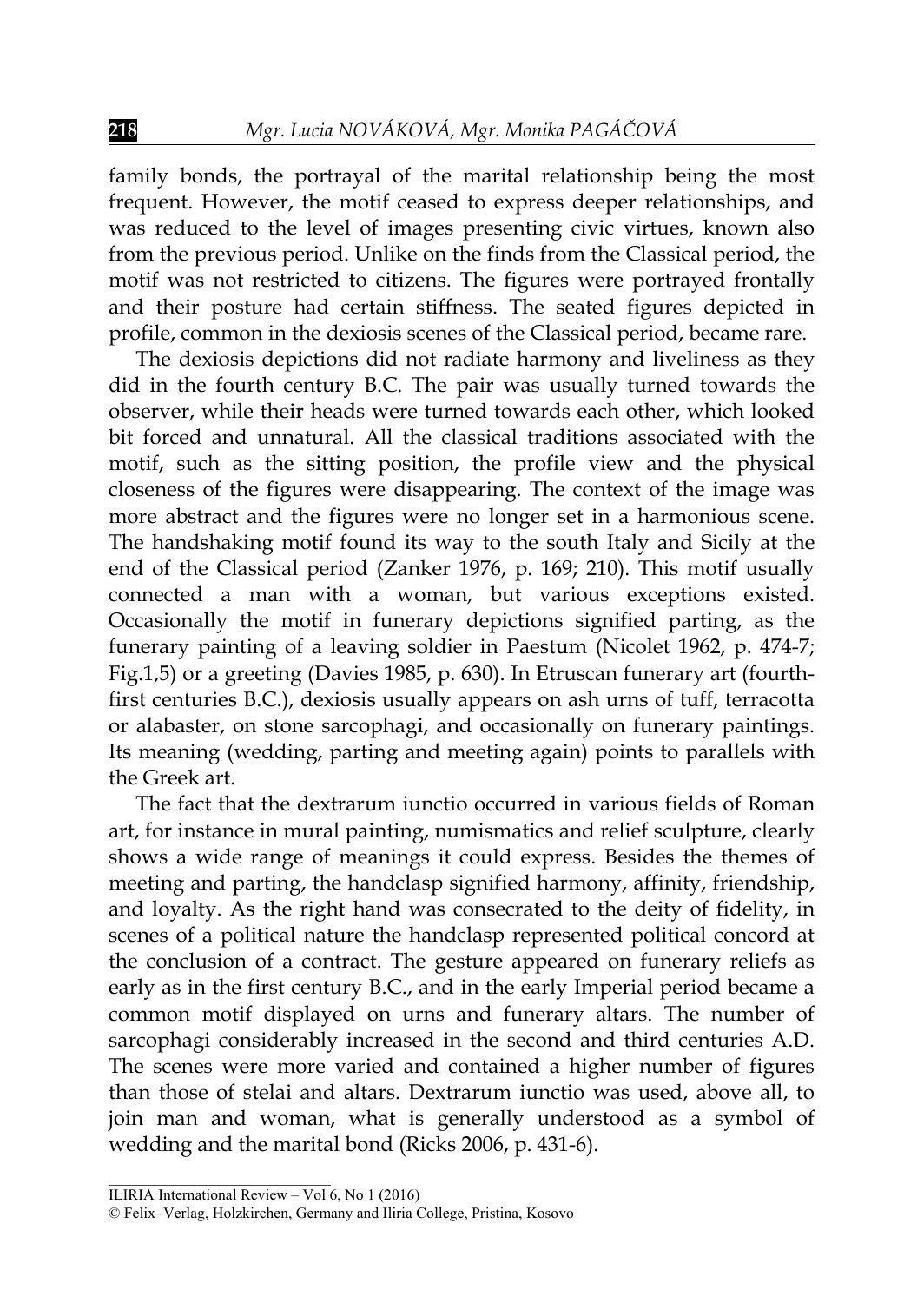family bonds, the portrayal of the marital relationship being the most frequent. However, the motif ceased to express deeper relationships, and was reduced to the level of images presenting civic virtues, known also from the previous period. Unlike on the finds from the Classical period, the motif was not restricted to citizens. The figures were portrayed frontally and their posture had certain stiffness. The seated figures depicted in profile, common in the dexiosis scenes of the Classical period, became rare.

The dexiosis depictions did not radiate harmony and liveliness as they did in the fourth century B.C. The pair was usually turned towards the observer, while their heads were turned towards each other, which looked bit forced and unnatural. All the classical traditions associated with the motif, such as the sitting position, the profile view and the physical closeness of the figures were disappearing. The context of the image was more abstract and the figures were no longer set in a harmonious scene. The handshaking motif found its way to the south Italy and Sicily at the end of the Classical period (Zanker 1976, p. 169; 210). This motif usually connected a man with a woman, but various exceptions existed. Occasionally the motif in funerary depictions signified parting, as the funerary painting of a leaving soldier in Paestum (Nicolet 1962, p. 474-7; Fig.1,5) or a greeting (Davies 1985, p. 630). In Etruscan funerary art (fourth-first centuries B.C.), dexiosis usually appears on ash urns of tuff, terracotta or alabaster, on stone sarcophagi, and occasionally on funerary paintings. Its meaning (wedding, parting and meeting again) points to parallels with the Greek art.

The fact that the dextrarum iunctio occurred in various fields of Roman art, for instance in mural painting, numismatics and relief sculpture, clearly shows a wide range of meanings it could express. Besides the themes of meeting and parting, the handclasp signified harmony, affinity, friendship, and loyalty. As the right hand was consecrated to the deity of fidelity, in scenes of a political nature the handclasp represented political concord at the conclusion of a contract. The gesture appeared on funerary reliefs as early as in the first century B.C., and in the early Imperial period became a common motif displayed on urns and funerary altars. The number of sarcophagi considerably increased in the second and third centuries A.D. The scenes were more varied and contained a higher number of figures than those of stelai and altars. Dextrarum iunctio was used, above all, to join man and woman, what is generally understood as a symbol of wedding and the marital bond (Ricks 2006, p. 431-6).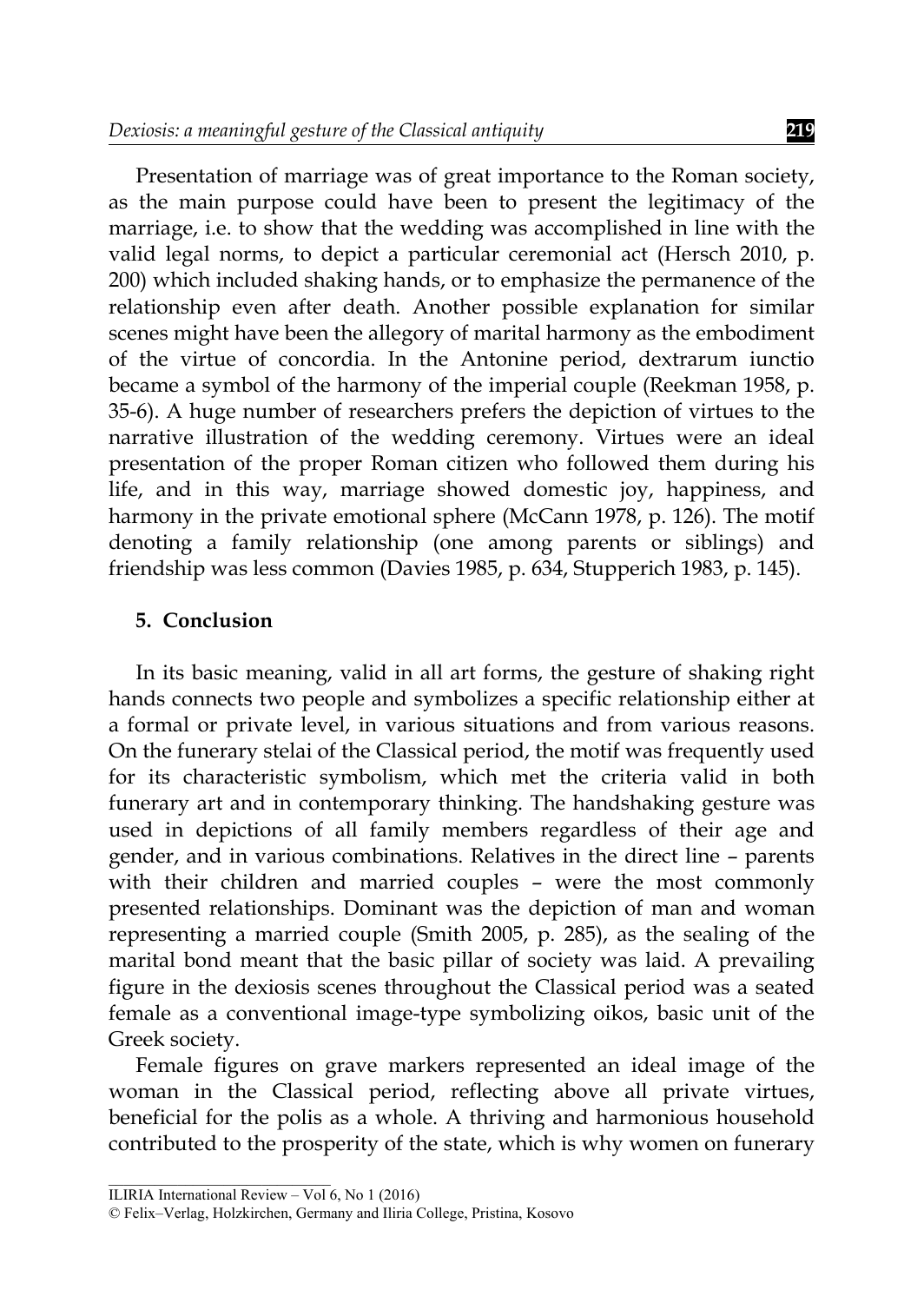Presentation of marriage was of great importance to the Roman society, as the main purpose could have been to present the legitimacy of the marriage, i.e. to show that the wedding was accomplished in line with the valid legal norms, to depict a particular ceremonial act (Hersch 2010, p. 200) which included shaking hands, or to emphasize the permanence of the relationship even after death. Another possible explanation for similar scenes might have been the allegory of marital harmony as the embodiment of the virtue of concordia. In the Antonine period, dextrarum iunctio became a symbol of the harmony of the imperial couple (Reekman 1958, p. 35-6). A huge number of researchers prefers the depiction of virtues to the narrative illustration of the wedding ceremony. Virtues were an ideal presentation of the proper Roman citizen who followed them during his life, and in this way, marriage showed domestic joy, happiness, and harmony in the private emotional sphere (McCann 1978, p. 126). The motif denoting a family relationship (one among parents or siblings) and friendship was less common (Davies 1985, p. 634, Stupperich 1983, p. 145).

## 5. Conclusion

In its basic meaning, valid in all art forms, the gesture of shaking right hands connects two people and symbolizes a specific relationship either at a formal or private level, in various situations and from various reasons. On the funerary stelai of the Classical period, the motif was frequently used for its characteristic symbolism, which met the criteria valid in both funerary art and in contemporary thinking. The handshaking gesture was used in depictions of all family members regardless of their age and gender, and in various combinations. Relatives in the direct line – parents with their children and married couples – were the most commonly presented relationships. Dominant was the depiction of man and woman representing a married couple (Smith 2005, p. 285), as the sealing of the marital bond meant that the basic pillar of society was laid. A prevailing figure in the dexiosis scenes throughout the Classical period was a seated female as a conventional image-type symbolizing oikos, basic unit of the Greek society.

Female figures on grave markers represented an ideal image of the woman in the Classical period, reflecting above all private virtues, beneficial for the polis as a whole. A thriving and harmonious household contributed to the prosperity of the state, which is why women on funerary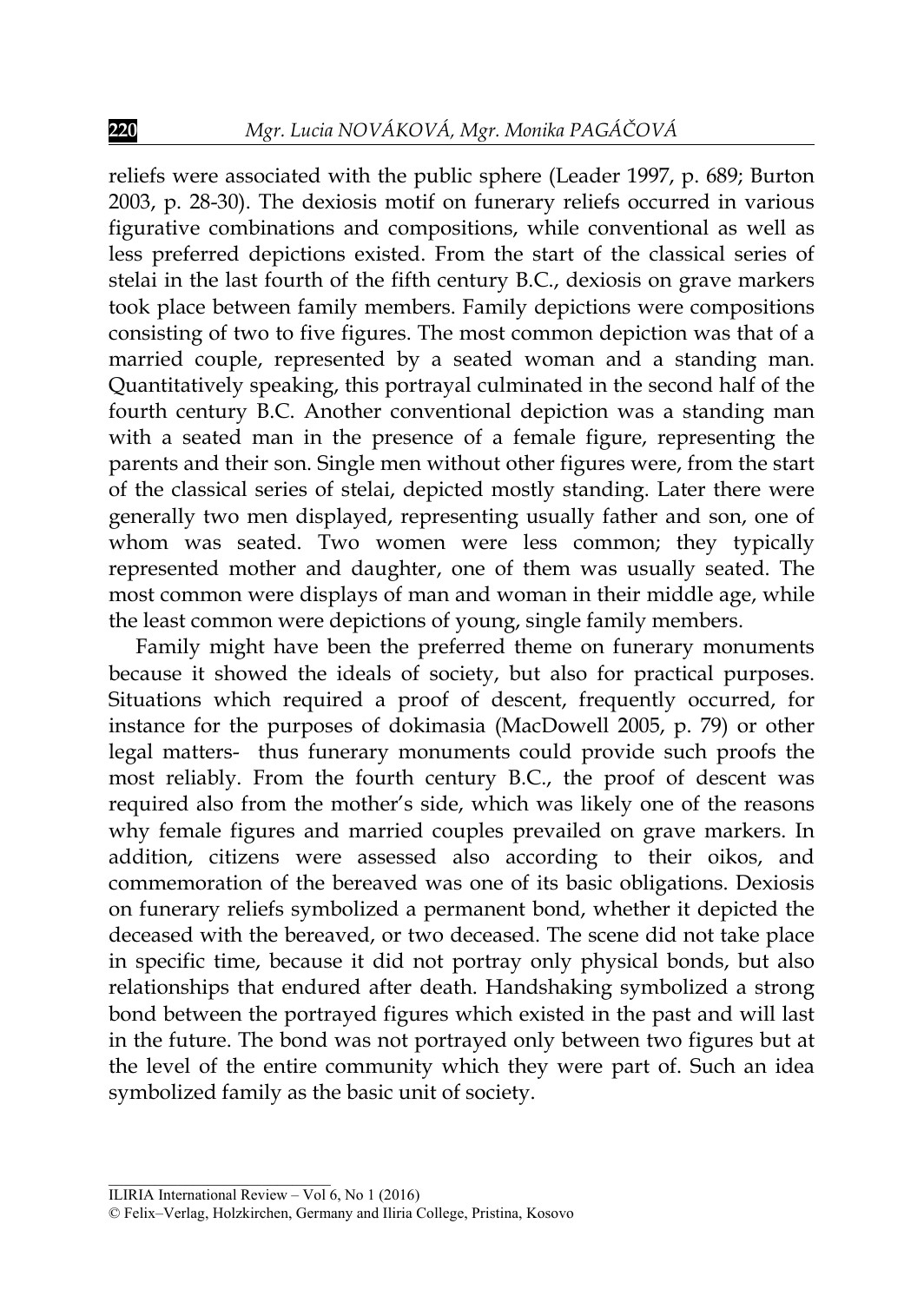reliefs were associated with the public sphere (Leader 1997, p. 689; Burton 2003, p. 28-30). The dexiosis motif on funerary reliefs occurred in various figurative combinations and compositions, while conventional as well as less preferred depictions existed. From the start of the classical series of stelai in the last fourth of the fifth century B.C., dexiosis on grave markers took place between family members. Family depictions were compositions consisting of two to five figures. The most common depiction was that of a married couple, represented by a seated woman and a standing man. Quantitatively speaking, this portrayal culminated in the second half of the fourth century B.C. Another conventional depiction was a standing man with a seated man in the presence of a female figure, representing the parents and their son. Single men without other figures were, from the start of the classical series of stelai, depicted mostly standing. Later there were generally two men displayed, representing usually father and son, one of whom was seated. Two women were less common; they typically represented mother and daughter, one of them was usually seated. The most common were displays of man and woman in their middle age, while the least common were depictions of young, single family members.

Family might have been the preferred theme on funerary monuments because it showed the ideals of society, but also for practical purposes. Situations which required a proof of descent, frequently occurred, for instance for the purposes of dokimasia (MacDowell 2005, p. 79) or other legal matters- thus funerary monuments could provide such proofs the most reliably. From the fourth century B.C., the proof of descent was required also from the mother's side, which was likely one of the reasons why female figures and married couples prevailed on grave markers. In addition, citizens were assessed also according to their oikos, and commemoration of the bereaved was one of its basic obligations. Dexiosis on funerary reliefs symbolized a permanent bond, whether it depicted the deceased with the bereaved, or two deceased. The scene did not take place in specific time, because it did not portray only physical bonds, but also relationships that endured after death. Handshaking symbolized a strong bond between the portrayed figures which existed in the past and will last in the future. The bond was not portrayed only between two figures but at the level of the entire community which they were part of. Such an idea symbolized family as the basic unit of society.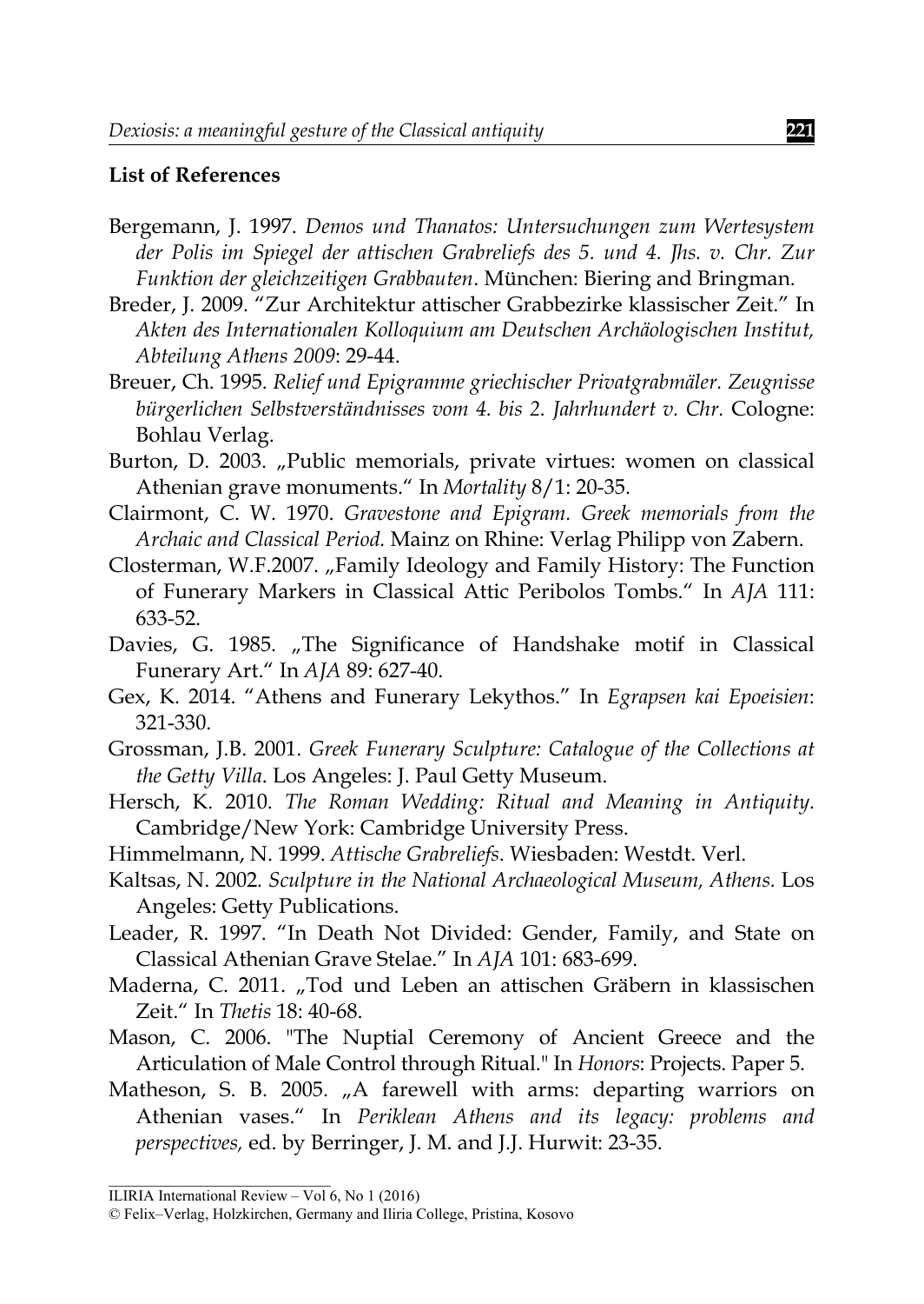**List of References**

Bergemann, J. 1997. *Demos und Thanatos: Untersuchungen zum Wertesystem der Polis im Spiegel der attischen Grabreliefs des 5. und 4. Jhs. v. Chr. Zur Funktion der gleichzeitigen Grabbauten*. München: Biering and Bringman.

Breder, J. 2009. "Zur Architektur attischer Grabbezirke klassischer Zeit." In *Akten des Internationalen Kolloquium am Deutschen Archäologischen Institut, Abteilung Athens 2009*: 29-44.

Breuer, Ch. 1995. *Relief und Epigramme griechischer Privatgrabmäler. Zeugnisse bürgerlichen Selbstverständnisses vom 4. bis 2. Jahrhundert v. Chr.* Cologne: Bohlau Verlag.

Burton, D. 2003. „Public memorials, private virtues: women on classical Athenian grave monuments." In *Mortality* 8/1: 20-35.

Clairmont, C. W. 1970. *Gravestone and Epigram. Greek memorials from the Archaic and Classical Period.* Mainz on Rhine: Verlag Philipp von Zabern.

Closterman, W.F.2007. „Family Ideology and Family History: The Function of Funerary Markers in Classical Attic Peribolos Tombs." In *AJA* 111: 633-52.

Davies, G. 1985. „The Significance of Handshake motif in Classical Funerary Art." In *AJA* 89: 627-40.

Gex, K. 2014. "Athens and Funerary Lekythos." In *Egrapsen kai Epoeisien*: 321-330.

Grossman, J.B. 2001. *Greek Funerary Sculpture: Catalogue of the Collections at the Getty Villa*. Los Angeles: J. Paul Getty Museum.

Hersch, K. 2010. *The Roman Wedding: Ritual and Meaning in Antiquity.* Cambridge/New York: Cambridge University Press.

Himmelmann, N. 1999. *Attische Grabreliefs*. Wiesbaden: Westdt. Verl.

Kaltsas, N. 2002. *Sculpture in the National Archaeological Museum, Athens.* Los Angeles: Getty Publications.

Leader, R. 1997. "In Death Not Divided: Gender, Family, and State on Classical Athenian Grave Stelae." In *AJA* 101: 683-699.

Maderna, C. 2011. „Tod und Leben an attischen Gräbern in klassischen Zeit." In *Thetis* 18: 40-68.

Mason, C. 2006. "The Nuptial Ceremony of Ancient Greece and the Articulation of Male Control through Ritual." In *Honors*: Projects. Paper 5.

Matheson, S. B. 2005. „A farewell with arms: departing warriors on Athenian vases." In *Periklean Athens and its legacy: problems and perspectives,* ed. by Berringer, J. M. and J.J. Hurwit: 23-35.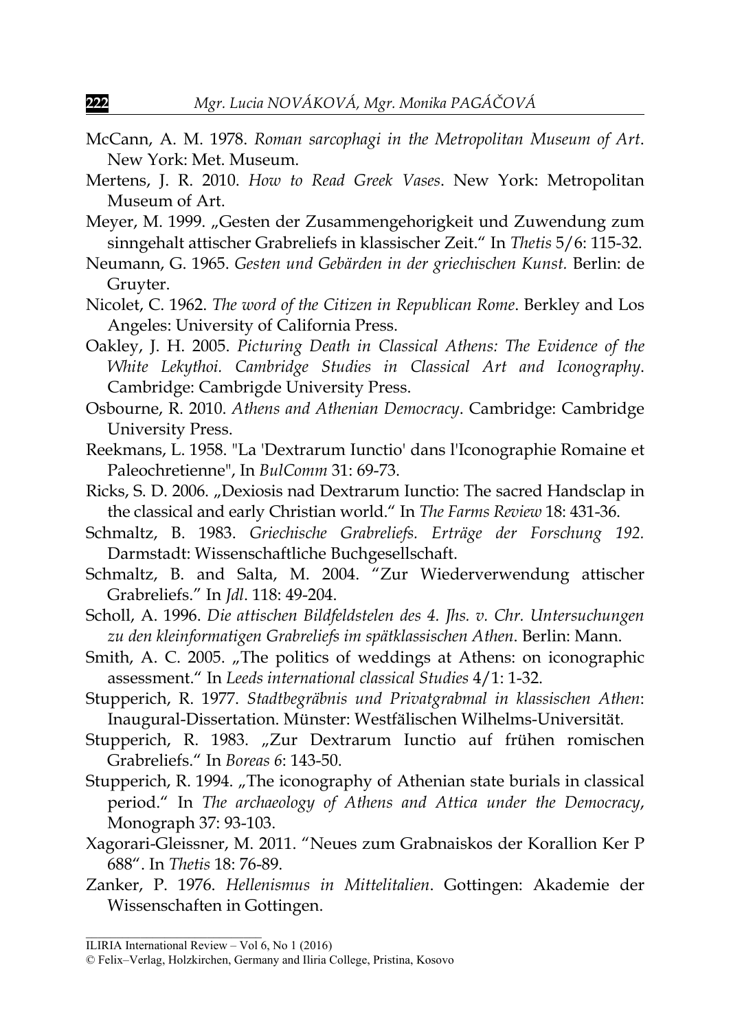McCann, A. M. 1978. *Roman sarcophagi in the Metropolitan Museum of Art*. New York: Met. Museum.

Mertens, J. R. 2010. *How to Read Greek Vases*. New York: Metropolitan Museum of Art.

Meyer, M. 1999. „Gesten der Zusammengehorigkeit und Zuwendung zum sinngehalt attischer Grabreliefs in klassischer Zeit." In *Thetis* 5/6: 115-32.

Neumann, G. 1965. *Gesten und Gebärden in der griechischen Kunst.* Berlin: de Gruyter.

Nicolet, C. 1962. *The word of the Citizen in Republican Rome*. Berkley and Los Angeles: University of California Press.

Oakley, J. H. 2005. *Picturing Death in Classical Athens: The Evidence of the White Lekythoi. Cambridge Studies in Classical Art and Iconography*. Cambridge: Cambrigde University Press.

Osbourne, R. 2010. *Athens and Athenian Democracy*. Cambridge: Cambridge University Press.

Reekmans, L. 1958. "La 'Dextrarum Iunctio' dans l'Iconographie Romaine et Paleochretienne", In *BulComm* 31: 69-73.

Ricks, S. D. 2006. „Dexiosis nad Dextrarum Iunctio: The sacred Handsclap in the classical and early Christian world." In *The Farms Review* 18: 431-36.

Schmaltz, B. 1983. *Griechische Grabreliefs. Erträge der Forschung 192.* Darmstadt: Wissenschaftliche Buchgesellschaft.

Schmaltz, B. and Salta, M. 2004. "Zur Wiederverwendung attischer Grabreliefs." In *Jdl*. 118: 49-204.

Scholl, A. 1996. *Die attischen Bildfeldstelen des 4. Jhs. v. Chr. Untersuchungen zu den kleinformatigen Grabreliefs im spätklassischen Athen*. Berlin: Mann.

Smith, A. C. 2005. „The politics of weddings at Athens: on iconographic assessment." In *Leeds international classical Studies* 4/1: 1-32.

Stupperich, R. 1977. *Stadtbegräbnis und Privatgrabmal in klassischen Athen*: Inaugural-Dissertation. Münster: Westfälischen Wilhelms-Universität.

Stupperich, R. 1983. „Zur Dextrarum Iunctio auf frühen romischen Grabreliefs." In *Boreas 6*: 143-50.

Stupperich, R. 1994. „The iconography of Athenian state burials in classical period." In *The archaeology of Athens and Attica under the Democracy*, Monograph 37: 93-103.

Xagorari-Gleissner, M. 2011. "Neues zum Grabnaiskos der Korallion Ker P 688". In *Thetis* 18: 76-89.

Zanker, P. 1976. *Hellenismus in Mittelitalien*. Gottingen: Akademie der Wissenschaften in Gottingen.